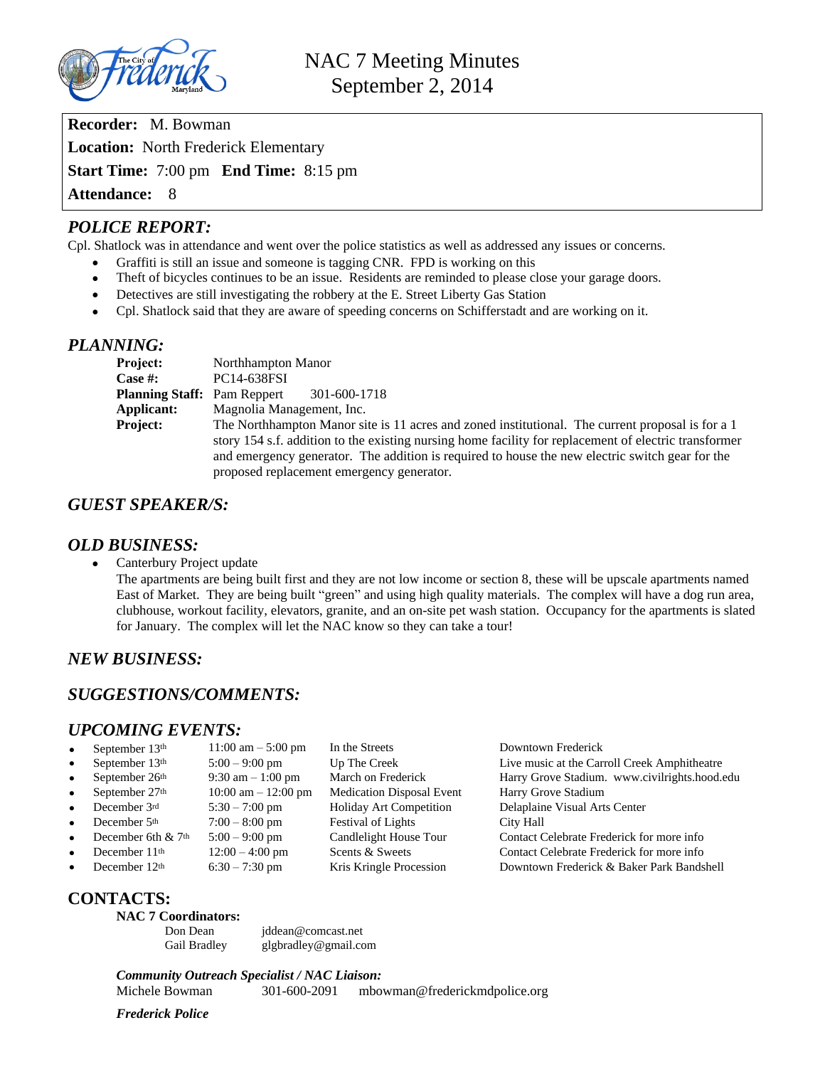# NAC 7 Meeting Minutes
## September 2, 2014

**Recorder:** M. Bowman
**Location:** North Frederick Elementary
**Start Time:** 7:00 pm **End Time:** 8:15 pm
**Attendance:** 8

## *POLICE REPORT:*

Cpl. Shatlock was in attendance and went over the police statistics as well as addressed any issues or concerns.

- Graffiti is still an issue and someone is tagging CNR. FPD is working on this
- Theft of bicycles continues to be an issue. Residents are reminded to please close your garage doors.
- Detectives are still investigating the robbery at the E. Street Liberty Gas Station
- Cpl. Shatlock said that they are aware of speeding concerns on Schifferstadt and are working on it.

## *PLANNING:*

**Project:** Northhampton Manor
**Case #:** PC14-638FSI
**Planning Staff:** Pam Reppert 301-600-1718
**Applicant:** Magnolia Management, Inc.
**Project:** The Northhampton Manor site is 11 acres and zoned institutional. The current proposal is for a 1 story 154 s.f. addition to the existing nursing home facility for replacement of electric transformer and emergency generator. The addition is required to house the new electric switch gear for the proposed replacement emergency generator.

## *GUEST SPEAKER/S:*

## *OLD BUSINESS:*

- Canterbury Project update
  The apartments are being built first and they are not low income or section 8, these will be upscale apartments named East of Market. They are being built "green" and using high quality materials. The complex will have a dog run area, clubhouse, workout facility, elevators, granite, and an on-site pet wash station. Occupancy for the apartments is slated for January. The complex will let the NAC know so they can take a tour!

## *NEW BUSINESS:*

## *SUGGESTIONS/COMMENTS:*

## *UPCOMING EVENTS:*

- September 13th | 11:00 am – 5:00 pm | In the Streets | Downtown Frederick
- September 13th | 5:00 – 9:00 pm | Up The Creek | Live music at the Carroll Creek Amphitheatre
- September 26th | 9:30 am – 1:00 pm | March on Frederick | Harry Grove Stadium. www.civilrights.hood.edu
- September 27th | 10:00 am – 12:00 pm | Medication Disposal Event | Harry Grove Stadium
- December 3rd | 5:30 – 7:00 pm | Holiday Art Competition | Delaplaine Visual Arts Center
- December 5th | 7:00 – 8:00 pm | Festival of Lights | City Hall
- December 6th & 7th | 5:00 – 9:00 pm | Candlelight House Tour | Contact Celebrate Frederick for more info
- December 11th | 12:00 – 4:00 pm | Scents & Sweets | Contact Celebrate Frederick for more info
- December 12th | 6:30 – 7:30 pm | Kris Kringle Procession | Downtown Frederick & Baker Park Bandshell

## CONTACTS:

**NAC 7 Coordinators:**

Don Dean jddean@comcast.net
Gail Bradley glgbradley@gmail.com

***Community Outreach Specialist / NAC Liaison:***
Michele Bowman 301-600-2091 mbowman@frederickmdpolice.org

***Frederick Police***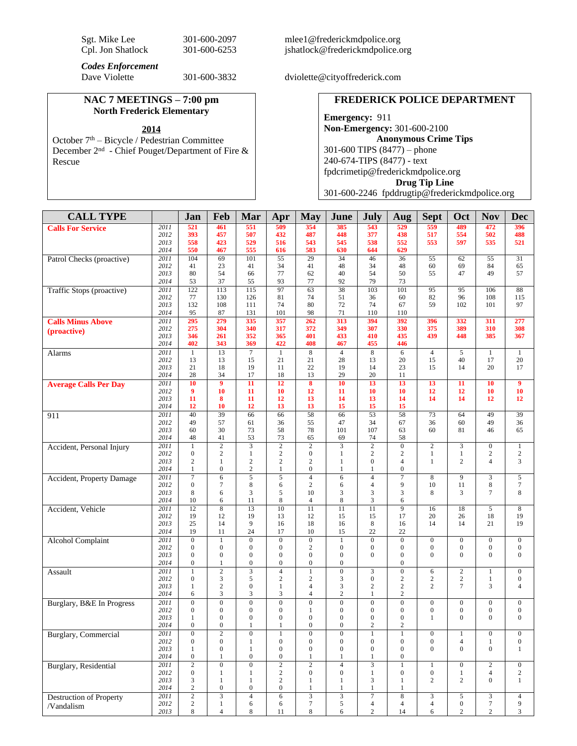Sgt. Mike Lee 301-600-2097 mlee1@frederickmdpolice.org
Cpl. Jon Shatlock 301-600-6253 jshatlock@frederickmdpolice.org

***Codes Enforcement***
Dave Violette 301-600-3832 dviolette@cityoffrederick.com

## NAC 7 MEETINGS – 7:00 pm
**North Frederick Elementary**

**2014**
October 7th – Bicycle / Pedestrian Committee
December 2nd - Chief Pouget/Department of Fire & Rescue

## FREDERICK POLICE DEPARTMENT

**Emergency:** 911
**Non-Emergency:** 301-600-2100
**Anonymous Crime Tips**
301-600 TIPS (8477) – phone
240-674-TIPS (8477) - text
fpdcrimetip@frederickmdpolice.org
**Drug Tip Line**
301-600-2246 fpddrugtip@frederickmdpolice.org

| CALL TYPE | | Jan | Feb | Mar | Apr | May | June | July | Aug | Sept | Oct | Nov | Dec |
|---|---|---|---|---|---|---|---|---|---|---|---|---|---|
| **Calls For Service** | 2011 | 521 | 461 | 551 | 509 | 354 | 385 | 543 | 529 | 559 | 489 | 472 | 396 |
| | 2012 | 393 | 457 | 507 | 432 | 487 | 448 | 377 | 438 | 517 | 554 | 502 | 488 |
| | 2013 | 558 | 423 | 529 | 516 | 543 | 545 | 538 | 552 | 553 | 597 | 535 | 521 |
| | 2014 | 550 | 467 | 555 | 616 | 583 | 630 | 644 | 629 | | | | |
| Patrol Checks (proactive) | 2011 | 104 | 69 | 101 | 55 | 29 | 34 | 46 | 36 | 55 | 62 | 55 | 31 |
| | 2012 | 41 | 23 | 41 | 34 | 41 | 48 | 34 | 48 | 60 | 69 | 84 | 65 |
| | 2013 | 80 | 54 | 66 | 77 | 62 | 40 | 54 | 50 | 55 | 47 | 49 | 57 |
| | 2014 | 53 | 37 | 55 | 93 | 77 | 92 | 79 | 73 | | | | |
| Traffic Stops (proactive) | 2011 | 122 | 113 | 115 | 97 | 63 | 38 | 103 | 101 | 95 | 95 | 106 | 88 |
| | 2012 | 77 | 130 | 126 | 81 | 74 | 51 | 36 | 60 | 82 | 96 | 108 | 115 |
| | 2013 | 132 | 108 | 111 | 74 | 80 | 72 | 74 | 67 | 59 | 102 | 101 | 97 |
| | 2014 | 95 | 87 | 131 | 101 | 98 | 71 | 110 | 110 | | | | |
| **Calls Minus Above (proactive)** | 2011 | 295 | 279 | 335 | 357 | 262 | 313 | 394 | 392 | 396 | 332 | 311 | 277 |
| | 2012 | 275 | 304 | 340 | 317 | 372 | 349 | 307 | 330 | 375 | 389 | 310 | 308 |
| | 2013 | 346 | 261 | 352 | 365 | 401 | 433 | 410 | 435 | 439 | 448 | 385 | 367 |
| | 2014 | 402 | 343 | 369 | 422 | 408 | 467 | 455 | 446 | | | | |
| Alarms | 2011 | 1 | 13 | 7 | 1 | 8 | 4 | 8 | 6 | 4 | 5 | 1 | 1 |
| | 2012 | 13 | 13 | 15 | 21 | 21 | 28 | 13 | 20 | 15 | 40 | 17 | 20 |
| | 2013 | 21 | 18 | 19 | 11 | 22 | 19 | 14 | 23 | 15 | 14 | 20 | 17 |
| | 2014 | 28 | 34 | 17 | 18 | 13 | 29 | 20 | 11 | | | | |
| **Average Calls Per Day** | 2011 | 10 | 9 | 11 | 12 | 8 | 10 | 13 | 13 | 13 | 11 | 10 | 9 |
| | 2012 | 9 | 10 | 11 | 10 | 12 | 11 | 10 | 10 | 12 | 12 | 10 | 10 |
| | 2013 | 11 | 8 | 11 | 12 | 13 | 14 | 13 | 14 | 14 | 14 | 12 | 12 |
| | 2014 | 12 | 10 | 12 | 13 | 13 | 15 | 15 | 15 | | | | |
| 911 | 2011 | 40 | 39 | 66 | 66 | 58 | 66 | 53 | 58 | 73 | 64 | 49 | 39 |
| | 2012 | 49 | 57 | 61 | 36 | 55 | 47 | 34 | 67 | 36 | 60 | 49 | 36 |
| | 2013 | 60 | 30 | 73 | 58 | 78 | 101 | 107 | 63 | 60 | 81 | 46 | 65 |
| | 2014 | 48 | 41 | 53 | 73 | 65 | 69 | 74 | 58 | | | | |
| Accident, Personal Injury | 2011 | 1 | 2 | 3 | 2 | 2 | 3 | 2 | 0 | 2 | 3 | 0 | 1 |
| | 2012 | 0 | 2 | 1 | 2 | 0 | 1 | 2 | 2 | 1 | 1 | 2 | 2 |
| | 2013 | 2 | 1 | 2 | 2 | 2 | 1 | 0 | 4 | 1 | 2 | 4 | 3 |
| | 2014 | 1 | 0 | 2 | 1 | 0 | 1 | 1 | 0 | | | | |
| Accident, Property Damage | 2011 | 7 | 6 | 5 | 5 | 4 | 6 | 4 | 7 | 8 | 9 | 3 | 5 |
| | 2012 | 0 | 7 | 8 | 6 | 2 | 6 | 4 | 9 | 10 | 11 | 8 | 7 |
| | 2013 | 8 | 6 | 3 | 5 | 10 | 3 | 3 | 3 | 8 | 3 | 7 | 8 |
| | 2014 | 10 | 6 | 11 | 8 | 4 | 8 | 3 | 6 | | | | |
| Accident, Vehicle | 2011 | 12 | 8 | 13 | 10 | 11 | 11 | 11 | 9 | 16 | 18 | 5 | 8 |
| | 2012 | 19 | 12 | 19 | 13 | 12 | 15 | 15 | 17 | 20 | 26 | 18 | 19 |
| | 2013 | 25 | 14 | 9 | 16 | 18 | 16 | 8 | 16 | 14 | 14 | 21 | 19 |
| | 2014 | 19 | 11 | 24 | 17 | 10 | 15 | 22 | 22 | | | | |
| Alcohol Complaint | 2011 | 0 | 1 | 0 | 0 | 0 | 1 | 0 | 0 | 0 | 0 | 0 | 0 |
| | 2012 | 0 | 0 | 0 | 0 | 2 | 0 | 0 | 0 | 0 | 0 | 0 | 0 |
| | 2013 | 0 | 0 | 0 | 0 | 0 | 0 | 0 | 0 | 0 | 0 | 0 | 0 |
| | 2014 | 0 | 1 | 0 | 0 | 0 | 0 | | 0 | | | | |
| Assault | 2011 | 1 | 2 | 3 | 4 | 1 | 0 | 3 | 0 | 6 | 2 | 1 | 0 |
| | 2012 | 0 | 3 | 5 | 2 | 2 | 3 | 0 | 2 | 2 | 2 | 1 | 0 |
| | 2013 | 1 | 2 | 0 | 1 | 4 | 3 | 2 | 2 | 2 | 7 | 3 | 4 |
| | 2014 | 6 | 3 | 3 | 3 | 4 | 2 | 1 | 2 | | | | |
| Burglary, B&E In Progress | 2011 | 0 | 0 | 0 | 0 | 0 | 0 | 0 | 0 | 0 | 0 | 0 | 0 |
| | 2012 | 0 | 0 | 0 | 0 | 1 | 0 | 0 | 0 | 0 | 0 | 0 | 0 |
| | 2013 | 1 | 0 | 0 | 0 | 0 | 0 | 0 | 0 | 1 | 0 | 0 | 0 |
| | 2014 | 0 | 0 | 1 | 1 | 0 | 0 | 2 | 2 | | | | |
| Burglary, Commercial | 2011 | 0 | 2 | 0 | 1 | 0 | 0 | 1 | 1 | 0 | 1 | 0 | 0 |
| | 2012 | 0 | 0 | 1 | 0 | 0 | 0 | 0 | 0 | 0 | 4 | 1 | 0 |
| | 2013 | 1 | 0 | 1 | 0 | 0 | 0 | 0 | 0 | 0 | 0 | 0 | 1 |
| | 2014 | 0 | 1 | 0 | 0 | 1 | 1 | 1 | 0 | | | | |
| Burglary, Residential | 2011 | 2 | 0 | 0 | 2 | 2 | 4 | 3 | 1 | 1 | 0 | 2 | 0 |
| | 2012 | 0 | 1 | 1 | 2 | 0 | 0 | 1 | 0 | 0 | 1 | 4 | 2 |
| | 2013 | 3 | 1 | 1 | 2 | 1 | 1 | 3 | 1 | 2 | 2 | 0 | 1 |
| | 2014 | 2 | 0 | 0 | 0 | 1 | 1 | 1 | 1 | | | | |
| Destruction of Property /Vandalism | 2011 | 2 | 3 | 4 | 6 | 3 | 3 | 7 | 8 | 3 | 5 | 3 | 4 |
| | 2012 | 2 | 1 | 6 | 6 | 7 | 5 | 4 | 4 | 4 | 0 | 7 | 9 |
| | 2013 | 8 | 4 | 8 | 11 | 8 | 6 | 2 | 14 | 6 | 2 | 2 | 3 |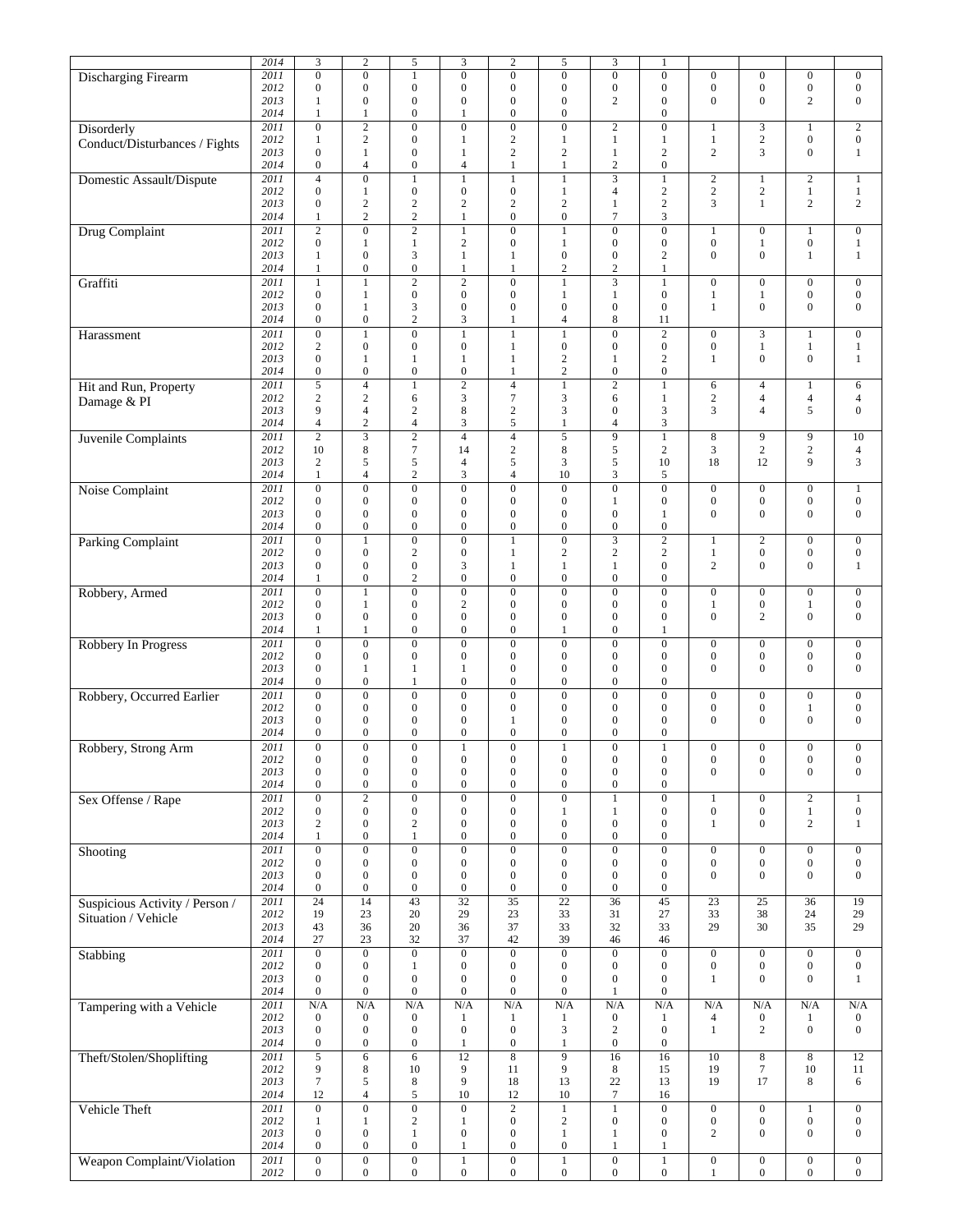| | 2014 | 3 | 2 | 5 | 3 | 2 | 5 | 3 | 1 | | | | |
|---|---|---|---|---|---|---|---|---|---|---|---|---|---|
| Discharging Firearm | 2011 | 0 | 0 | 1 | 0 | 0 | 0 | 0 | 0 | 0 | 0 | 0 | 0 |
| | 2012 | 0 | 0 | 0 | 0 | 0 | 0 | 0 | 0 | 0 | 0 | 0 | 0 |
| | 2013 | 1 | 0 | 0 | 0 | 0 | 0 | 2 | 0 | 0 | 0 | 2 | 0 |
| | 2014 | 1 | 1 | 0 | 1 | 0 | 0 | | 0 | | | | |
| Disorderly Conduct/Disturbances / Fights | 2011 | 0 | 2 | 0 | 0 | 0 | 0 | 2 | 0 | 1 | 3 | 1 | 2 |
| | 2012 | 1 | 2 | 0 | 1 | 2 | 1 | 1 | 1 | 1 | 2 | 0 | 0 |
| | 2013 | 0 | 1 | 0 | 1 | 2 | 2 | 1 | 2 | 2 | 3 | 0 | 1 |
| | 2014 | 0 | 4 | 0 | 4 | 1 | 1 | 2 | 0 | | | | |
| Domestic Assault/Dispute | 2011 | 4 | 0 | 1 | 1 | 1 | 1 | 3 | 1 | 2 | 1 | 2 | 1 |
| | 2012 | 0 | 1 | 0 | 0 | 0 | 1 | 4 | 2 | 2 | 2 | 1 | 1 |
| | 2013 | 0 | 2 | 2 | 2 | 2 | 2 | 1 | 2 | 3 | 1 | 2 | 2 |
| | 2014 | 1 | 2 | 2 | 1 | 0 | 0 | 7 | 3 | | | | |
| Drug Complaint | 2011 | 2 | 0 | 2 | 1 | 0 | 1 | 0 | 0 | 1 | 0 | 1 | 0 |
| | 2012 | 0 | 1 | 1 | 2 | 0 | 1 | 0 | 0 | 0 | 1 | 0 | 1 |
| | 2013 | 1 | 0 | 3 | 1 | 1 | 0 | 0 | 2 | 0 | 0 | 1 | 1 |
| | 2014 | 1 | 0 | 0 | 1 | 1 | 2 | 2 | 1 | | | | |
| Graffiti | 2011 | 1 | 1 | 2 | 2 | 0 | 1 | 3 | 1 | 0 | 0 | 0 | 0 |
| | 2012 | 0 | 1 | 0 | 0 | 0 | 1 | 1 | 0 | 1 | 1 | 0 | 0 |
| | 2013 | 0 | 1 | 3 | 0 | 0 | 0 | 0 | 0 | 1 | 0 | 0 | 0 |
| | 2014 | 0 | 0 | 2 | 3 | 1 | 4 | 8 | 11 | | | | |
| Harassment | 2011 | 0 | 1 | 0 | 1 | 1 | 1 | 0 | 2 | 0 | 3 | 1 | 0 |
| | 2012 | 2 | 0 | 0 | 0 | 1 | 0 | 0 | 0 | 0 | 1 | 1 | 1 |
| | 2013 | 0 | 1 | 1 | 1 | 1 | 2 | 1 | 2 | 1 | 0 | 0 | 1 |
| | 2014 | 0 | 0 | 0 | 0 | 1 | 2 | 0 | 0 | | | | |
| Hit and Run, Property Damage & PI | 2011 | 5 | 4 | 1 | 2 | 4 | 1 | 2 | 1 | 6 | 4 | 1 | 6 |
| | 2012 | 2 | 2 | 6 | 3 | 7 | 3 | 6 | 1 | 2 | 4 | 4 | 4 |
| | 2013 | 9 | 4 | 2 | 8 | 2 | 3 | 0 | 3 | 3 | 4 | 5 | 0 |
| | 2014 | 4 | 2 | 4 | 3 | 5 | 1 | 4 | 3 | | | | |
| Juvenile Complaints | 2011 | 2 | 3 | 2 | 4 | 4 | 5 | 9 | 1 | 8 | 9 | 9 | 10 |
| | 2012 | 10 | 8 | 7 | 14 | 2 | 8 | 5 | 2 | 3 | 2 | 2 | 4 |
| | 2013 | 2 | 5 | 5 | 4 | 5 | 3 | 5 | 10 | 18 | 12 | 9 | 3 |
| | 2014 | 1 | 4 | 2 | 3 | 4 | 10 | 3 | 5 | | | | |
| Noise Complaint | 2011 | 0 | 0 | 0 | 0 | 0 | 0 | 0 | 0 | 0 | 0 | 0 | 1 |
| | 2012 | 0 | 0 | 0 | 0 | 0 | 0 | 1 | 0 | 0 | 0 | 0 | 0 |
| | 2013 | 0 | 0 | 0 | 0 | 0 | 0 | 0 | 1 | 0 | 0 | 0 | 0 |
| | 2014 | 0 | 0 | 0 | 0 | 0 | 0 | 0 | 0 | | | | |
| Parking Complaint | 2011 | 0 | 1 | 0 | 0 | 1 | 0 | 3 | 2 | 1 | 2 | 0 | 0 |
| | 2012 | 0 | 0 | 2 | 0 | 1 | 2 | 2 | 2 | 1 | 0 | 0 | 0 |
| | 2013 | 0 | 0 | 0 | 3 | 1 | 1 | 1 | 0 | 2 | 0 | 0 | 1 |
| | 2014 | 1 | 0 | 2 | 0 | 0 | 0 | 0 | 0 | | | | |
| Robbery, Armed | 2011 | 0 | 1 | 0 | 0 | 0 | 0 | 0 | 0 | 0 | 0 | 0 | 0 |
| | 2012 | 0 | 1 | 0 | 2 | 0 | 0 | 0 | 0 | 1 | 0 | 1 | 0 |
| | 2013 | 0 | 0 | 0 | 0 | 0 | 0 | 0 | 0 | 0 | 2 | 0 | 0 |
| | 2014 | 1 | 1 | 0 | 0 | 0 | 1 | 0 | 1 | | | | |
| Robbery In Progress | 2011 | 0 | 0 | 0 | 0 | 0 | 0 | 0 | 0 | 0 | 0 | 0 | 0 |
| | 2012 | 0 | 0 | 0 | 0 | 0 | 0 | 0 | 0 | 0 | 0 | 0 | 0 |
| | 2013 | 0 | 1 | 1 | 1 | 0 | 0 | 0 | 0 | 0 | 0 | 0 | 0 |
| | 2014 | 0 | 0 | 1 | 0 | 0 | 0 | 0 | 0 | | | | |
| Robbery, Occurred Earlier | 2011 | 0 | 0 | 0 | 0 | 0 | 0 | 0 | 0 | 0 | 0 | 0 | 0 |
| | 2012 | 0 | 0 | 0 | 0 | 0 | 0 | 0 | 0 | 0 | 0 | 1 | 0 |
| | 2013 | 0 | 0 | 0 | 0 | 1 | 0 | 0 | 0 | 0 | 0 | 0 | 0 |
| | 2014 | 0 | 0 | 0 | 0 | 0 | 0 | 0 | 0 | | | | |
| Robbery, Strong Arm | 2011 | 0 | 0 | 0 | 1 | 0 | 1 | 0 | 1 | 0 | 0 | 0 | 0 |
| | 2012 | 0 | 0 | 0 | 0 | 0 | 0 | 0 | 0 | 0 | 0 | 0 | 0 |
| | 2013 | 0 | 0 | 0 | 0 | 0 | 0 | 0 | 0 | 0 | 0 | 0 | 0 |
| | 2014 | 0 | 0 | 0 | 0 | 0 | 0 | 0 | 0 | | | | |
| Sex Offense / Rape | 2011 | 0 | 2 | 0 | 0 | 0 | 0 | 1 | 0 | 1 | 0 | 2 | 1 |
| | 2012 | 0 | 0 | 0 | 0 | 0 | 1 | 1 | 0 | 0 | 0 | 1 | 0 |
| | 2013 | 2 | 0 | 2 | 0 | 0 | 0 | 0 | 0 | 1 | 0 | 2 | 1 |
| | 2014 | 1 | 0 | 1 | 0 | 0 | 0 | 0 | 0 | | | | |
| Shooting | 2011 | 0 | 0 | 0 | 0 | 0 | 0 | 0 | 0 | 0 | 0 | 0 | 0 |
| | 2012 | 0 | 0 | 0 | 0 | 0 | 0 | 0 | 0 | 0 | 0 | 0 | 0 |
| | 2013 | 0 | 0 | 0 | 0 | 0 | 0 | 0 | 0 | 0 | 0 | 0 | 0 |
| | 2014 | 0 | 0 | 0 | 0 | 0 | 0 | 0 | 0 | | | | |
| Suspicious Activity / Person / Situation / Vehicle | 2011 | 24 | 14 | 43 | 32 | 35 | 22 | 36 | 45 | 23 | 25 | 36 | 19 |
| | 2012 | 19 | 23 | 20 | 29 | 23 | 33 | 31 | 27 | 33 | 38 | 24 | 29 |
| | 2013 | 43 | 36 | 20 | 36 | 37 | 33 | 32 | 33 | 29 | 30 | 35 | 29 |
| | 2014 | 27 | 23 | 32 | 37 | 42 | 39 | 46 | 46 | | | | |
| Stabbing | 2011 | 0 | 0 | 0 | 0 | 0 | 0 | 0 | 0 | 0 | 0 | 0 | 0 |
| | 2012 | 0 | 0 | 1 | 0 | 0 | 0 | 0 | 0 | 0 | 0 | 0 | 0 |
| | 2013 | 0 | 0 | 0 | 0 | 0 | 0 | 0 | 0 | 1 | 0 | 0 | 1 |
| | 2014 | 0 | 0 | 0 | 0 | 0 | 0 | 1 | 0 | | | | |
| Tampering with a Vehicle | 2011 | N/A | N/A | N/A | N/A | N/A | N/A | N/A | N/A | N/A | N/A | N/A | N/A |
| | 2012 | 0 | 0 | 0 | 1 | 1 | 1 | 0 | 1 | 4 | 0 | 1 | 0 |
| | 2013 | 0 | 0 | 0 | 0 | 0 | 3 | 2 | 0 | 1 | 2 | 0 | 0 |
| | 2014 | 0 | 0 | 0 | 1 | 0 | 1 | 0 | 0 | | | | |
| Theft/Stolen/Shoplifting | 2011 | 5 | 6 | 6 | 12 | 8 | 9 | 16 | 16 | 10 | 8 | 8 | 12 |
| | 2012 | 9 | 8 | 10 | 9 | 11 | 9 | 8 | 15 | 19 | 7 | 10 | 11 |
| | 2013 | 7 | 5 | 8 | 9 | 18 | 13 | 22 | 13 | 19 | 17 | 8 | 6 |
| | 2014 | 12 | 4 | 5 | 10 | 12 | 10 | 7 | 16 | | | | |
| Vehicle Theft | 2011 | 0 | 0 | 0 | 0 | 2 | 1 | 1 | 0 | 0 | 0 | 1 | 0 |
| | 2012 | 1 | 1 | 2 | 1 | 0 | 2 | 0 | 0 | 0 | 0 | 0 | 0 |
| | 2013 | 0 | 0 | 1 | 0 | 0 | 1 | 1 | 0 | 2 | 0 | 0 | 0 |
| | 2014 | 0 | 0 | 0 | 1 | 0 | 0 | 1 | 1 | | | | |
| Weapon Complaint/Violation | 2011 | 0 | 0 | 0 | 1 | 0 | 1 | 0 | 1 | 0 | 0 | 0 | 0 |
| | 2012 | 0 | 0 | 0 | 0 | 0 | 0 | 0 | 0 | 1 | 0 | 0 | 0 |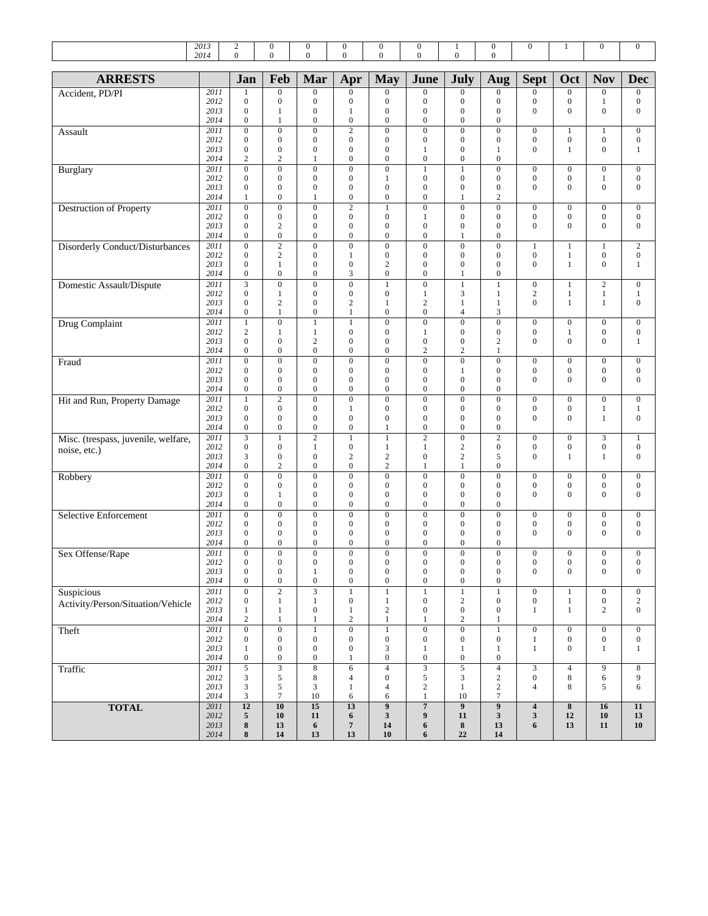| | | | | | | | | | | | | | |
|---|---|---|---|---|---|---|---|---|---|---|---|---|---|
| | 2013 | 2 | 0 | 0 | 0 | 0 | 0 | 1 | 0 | 0 | 1 | 0 | 0 |
| | 2014 | 0 | 0 | 0 | 0 | 0 | 0 | 0 | 0 | | | | |

| **ARRESTS** | | **Jan** | **Feb** | **Mar** | **Apr** | **May** | **June** | **July** | **Aug** | **Sept** | **Oct** | **Nov** | **Dec** |
|---|---|---|---|---|---|---|---|---|---|---|---|---|---|
| Accident, PD/PI | 2011 | 1 | 0 | 0 | 0 | 0 | 0 | 0 | 0 | 0 | 0 | 0 | 0 |
| | 2012 | 0 | 0 | 0 | 0 | 0 | 0 | 0 | 0 | 0 | 0 | 1 | 0 |
| | 2013 | 0 | 1 | 0 | 1 | 0 | 0 | 0 | 0 | 0 | 0 | 0 | 0 |
| | 2014 | 0 | 1 | 0 | 0 | 0 | 0 | 0 | 0 | | | | |
| Assault | 2011 | 0 | 0 | 0 | 2 | 0 | 0 | 0 | 0 | 0 | 1 | 1 | 0 |
| | 2012 | 0 | 0 | 0 | 0 | 0 | 0 | 0 | 0 | 0 | 0 | 0 | 0 |
| | 2013 | 0 | 0 | 0 | 0 | 0 | 1 | 0 | 1 | 0 | 1 | 0 | 1 |
| | 2014 | 2 | 2 | 1 | 0 | 0 | 0 | 0 | 0 | | | | |
| Burglary | 2011 | 0 | 0 | 0 | 0 | 0 | 1 | 1 | 0 | 0 | 0 | 0 | 0 |
| | 2012 | 0 | 0 | 0 | 0 | 1 | 0 | 0 | 0 | 0 | 0 | 1 | 0 |
| | 2013 | 0 | 0 | 0 | 0 | 0 | 0 | 0 | 0 | 0 | 0 | 0 | 0 |
| | 2014 | 1 | 0 | 1 | 0 | 0 | 0 | 1 | 2 | | | | |
| Destruction of Property | 2011 | 0 | 0 | 0 | 2 | 1 | 0 | 0 | 0 | 0 | 0 | 0 | 0 |
| | 2012 | 0 | 0 | 0 | 0 | 0 | 1 | 0 | 0 | 0 | 0 | 0 | 0 |
| | 2013 | 0 | 2 | 0 | 0 | 0 | 0 | 0 | 0 | 0 | 0 | 0 | 0 |
| | 2014 | 0 | 0 | 0 | 0 | 0 | 0 | 1 | 0 | | | | |
| Disorderly Conduct/Disturbances | 2011 | 0 | 2 | 0 | 0 | 0 | 0 | 0 | 0 | 1 | 1 | 1 | 2 |
| | 2012 | 0 | 2 | 0 | 1 | 0 | 0 | 0 | 0 | 0 | 1 | 0 | 0 |
| | 2013 | 0 | 1 | 0 | 0 | 2 | 0 | 0 | 0 | 0 | 1 | 0 | 1 |
| | 2014 | 0 | 0 | 0 | 3 | 0 | 0 | 1 | 0 | | | | |
| Domestic Assault/Dispute | 2011 | 3 | 0 | 0 | 0 | 1 | 0 | 1 | 1 | 0 | 1 | 2 | 0 |
| | 2012 | 0 | 1 | 0 | 0 | 0 | 1 | 3 | 1 | 2 | 1 | 1 | 1 |
| | 2013 | 0 | 2 | 0 | 2 | 1 | 2 | 1 | 1 | 0 | 1 | 1 | 0 |
| | 2014 | 0 | 1 | 0 | 1 | 0 | 0 | 4 | 3 | | | | |
| Drug Complaint | 2011 | 1 | 0 | 1 | 1 | 0 | 0 | 0 | 0 | 0 | 0 | 0 | 0 |
| | 2012 | 2 | 1 | 1 | 0 | 0 | 1 | 0 | 0 | 0 | 1 | 0 | 0 |
| | 2013 | 0 | 0 | 2 | 0 | 0 | 0 | 0 | 2 | 0 | 0 | 0 | 1 |
| | 2014 | 0 | 0 | 0 | 0 | 0 | 2 | 2 | 1 | | | | |
| Fraud | 2011 | 0 | 0 | 0 | 0 | 0 | 0 | 0 | 0 | 0 | 0 | 0 | 0 |
| | 2012 | 0 | 0 | 0 | 0 | 0 | 0 | 1 | 0 | 0 | 0 | 0 | 0 |
| | 2013 | 0 | 0 | 0 | 0 | 0 | 0 | 0 | 0 | 0 | 0 | 0 | 0 |
| | 2014 | 0 | 0 | 0 | 0 | 0 | 0 | 0 | 0 | | | | |
| Hit and Run, Property Damage | 2011 | 1 | 2 | 0 | 0 | 0 | 0 | 0 | 0 | 0 | 0 | 0 | 0 |
| | 2012 | 0 | 0 | 0 | 1 | 0 | 0 | 0 | 0 | 0 | 0 | 1 | 1 |
| | 2013 | 0 | 0 | 0 | 0 | 0 | 0 | 0 | 0 | 0 | 0 | 1 | 0 |
| | 2014 | 0 | 0 | 0 | 0 | 1 | 0 | 0 | 0 | | | | |
| Misc. (trespass, juvenile, welfare, noise, etc.) | 2011 | 3 | 1 | 2 | 1 | 1 | 2 | 0 | 2 | 0 | 0 | 3 | 1 |
| | 2012 | 0 | 0 | 1 | 0 | 1 | 1 | 2 | 0 | 0 | 0 | 0 | 0 |
| | 2013 | 3 | 0 | 0 | 2 | 2 | 0 | 2 | 5 | 0 | 1 | 1 | 0 |
| | 2014 | 0 | 2 | 0 | 0 | 2 | 1 | 1 | 0 | | | | |
| Robbery | 2011 | 0 | 0 | 0 | 0 | 0 | 0 | 0 | 0 | 0 | 0 | 0 | 0 |
| | 2012 | 0 | 0 | 0 | 0 | 0 | 0 | 0 | 0 | 0 | 0 | 0 | 0 |
| | 2013 | 0 | 1 | 0 | 0 | 0 | 0 | 0 | 0 | 0 | 0 | 0 | 0 |
| | 2014 | 0 | 0 | 0 | 0 | 0 | 0 | 0 | 0 | | | | |
| Selective Enforcement | 2011 | 0 | 0 | 0 | 0 | 0 | 0 | 0 | 0 | 0 | 0 | 0 | 0 |
| | 2012 | 0 | 0 | 0 | 0 | 0 | 0 | 0 | 0 | 0 | 0 | 0 | 0 |
| | 2013 | 0 | 0 | 0 | 0 | 0 | 0 | 0 | 0 | 0 | 0 | 0 | 0 |
| | 2014 | 0 | 0 | 0 | 0 | 0 | 0 | 0 | 0 | | | | |
| Sex Offense/Rape | 2011 | 0 | 0 | 0 | 0 | 0 | 0 | 0 | 0 | 0 | 0 | 0 | 0 |
| | 2012 | 0 | 0 | 0 | 0 | 0 | 0 | 0 | 0 | 0 | 0 | 0 | 0 |
| | 2013 | 0 | 0 | 1 | 0 | 0 | 0 | 0 | 0 | 0 | 0 | 0 | 0 |
| | 2014 | 0 | 0 | 0 | 0 | 0 | 0 | 0 | 0 | | | | |
| Suspicious Activity/Person/Situation/Vehicle | 2011 | 0 | 2 | 3 | 1 | 1 | 1 | 1 | 1 | 0 | 1 | 0 | 0 |
| | 2012 | 0 | 1 | 1 | 0 | 1 | 0 | 2 | 0 | 0 | 1 | 0 | 2 |
| | 2013 | 1 | 1 | 0 | 1 | 2 | 0 | 0 | 0 | 1 | 1 | 2 | 0 |
| | 2014 | 2 | 1 | 1 | 2 | 1 | 1 | 2 | 1 | | | | |
| Theft | 2011 | 0 | 0 | 1 | 0 | 1 | 0 | 0 | 1 | 0 | 0 | 0 | 0 |
| | 2012 | 0 | 0 | 0 | 0 | 0 | 0 | 0 | 0 | 1 | 0 | 0 | 0 |
| | 2013 | 1 | 0 | 0 | 0 | 3 | 1 | 1 | 1 | 1 | 0 | 1 | 1 |
| | 2014 | 0 | 0 | 0 | 1 | 0 | 0 | 0 | 0 | | | | |
| Traffic | 2011 | 5 | 3 | 8 | 6 | 4 | 3 | 5 | 4 | 3 | 4 | 9 | 8 |
| | 2012 | 3 | 5 | 8 | 4 | 0 | 5 | 3 | 2 | 0 | 8 | 6 | 9 |
| | 2013 | 3 | 5 | 3 | 1 | 4 | 2 | 1 | 2 | 4 | 8 | 5 | 6 |
| | 2014 | 3 | 7 | 10 | 6 | 6 | 1 | 10 | 7 | | | | |
| **TOTAL** | 2011 | **12** | **10** | **15** | **13** | **9** | **7** | **9** | **9** | **4** | **8** | **16** | **11** |
| | 2012 | **5** | **10** | **11** | **6** | **3** | **9** | **11** | **3** | **3** | **12** | **10** | **13** |
| | 2013 | **8** | **13** | **6** | **7** | **14** | **6** | **8** | **13** | **6** | **13** | **11** | **10** |
| | 2014 | **8** | **14** | **13** | **13** | **10** | **6** | **22** | **14** | | | | |